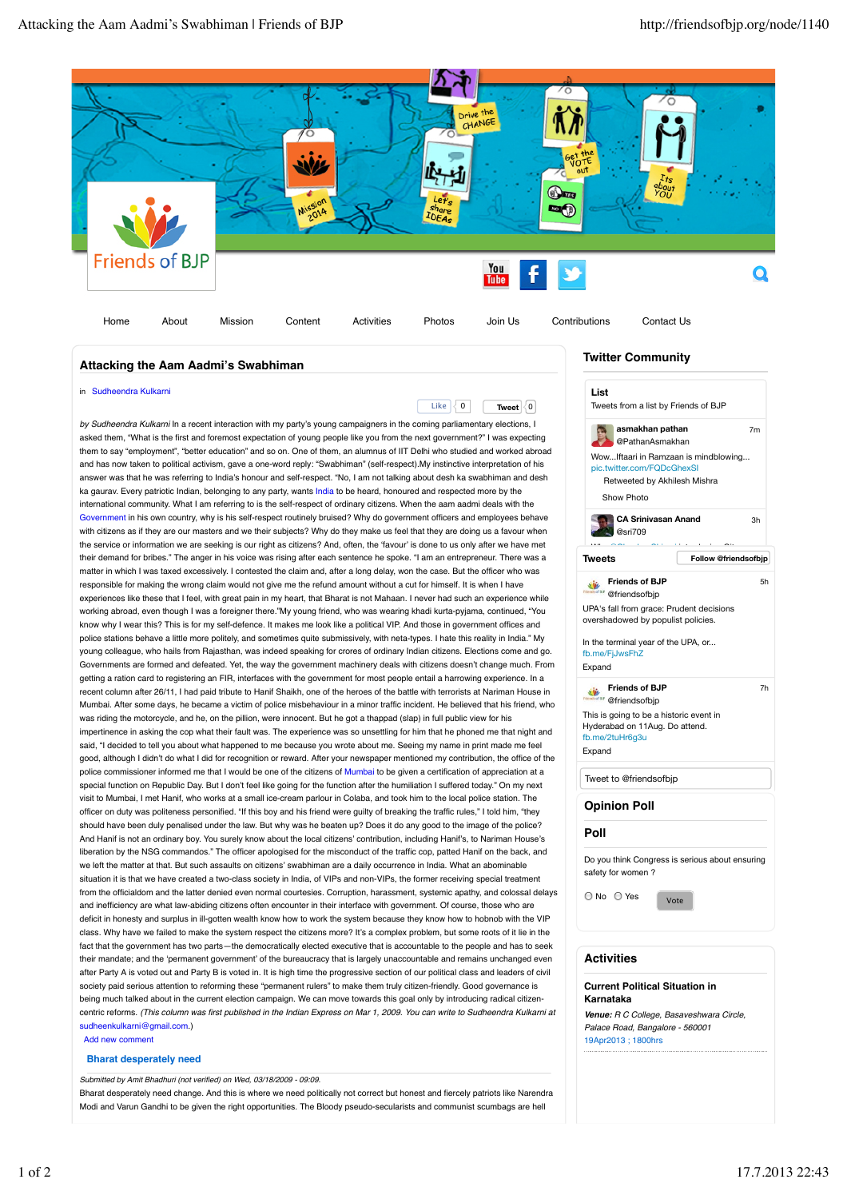Friends of BJP

Home | About | Mission | Content | Activities | Photos | Join Us | Contributions | Contact Us

# Attacking the Aam Aadmi's Swabhiman

in Sudheendra Kulkarni

Like 0 Tweet 0

*by Sudheendra Kulkarni* In a recent interaction with my party's young campaigners in the coming parliamentary elections, I asked them, "What is the first and foremost expectation of young people like you from the next government?" I was expecting them to say "employment", "better education" and so on. One of them, an alumnus of IIT Delhi who studied and worked abroad and has now taken to political activism, gave a one-word reply: "Swabhiman" (self-respect).My instinctive interpretation of his answer was that he was referring to India's honour and self-respect. "No, I am not talking about desh ka swabhiman and desh ka gaurav. Every patriotic Indian, belonging to any party, wants India to be heard, honoured and respected more by the international community. What I am referring to is the self-respect of ordinary citizens. When the aam aadmi deals with the Government in his own country, why is his self-respect routinely bruised? Why do government officers and employees behave with citizens as if they are our masters and we their subjects? Why do they make us feel that they are doing us a favour when the service or information we are seeking is our right as citizens? And, often, the 'favour' is done to us only after we have met their demand for bribes." The anger in his voice was rising after each sentence he spoke. "I am an entrepreneur. There was a matter in which I was taxed excessively. I contested the claim and, after a long delay, won the case. But the officer who was responsible for making the wrong claim would not give me the refund amount without a cut for himself. It is when I have experiences like these that I feel, with great pain in my heart, that Bharat is not Mahaan. I never had such an experience while working abroad, even though I was a foreigner there."My young friend, who was wearing khadi kurta-pyjama, continued, "You know why I wear this? This is for my self-defence. It makes me look like a political VIP. And those in government offices and police stations behave a little more politely, and sometimes quite submissively, with neta-types. I hate this reality in India." My young colleague, who hails from Rajasthan, was indeed speaking for crores of ordinary Indian citizens. Elections come and go. Governments are formed and defeated. Yet, the way the government machinery deals with citizens doesn't change much. From getting a ration card to registering an FIR, interfaces with the government for most people entail a harrowing experience. In a recent column after 26/11, I had paid tribute to Hanif Shaikh, one of the heroes of the battle with terrorists at Nariman House in Mumbai. After some days, he became a victim of police misbehaviour in a minor traffic incident. He believed that his friend, who was riding the motorcycle, and he, on the pillion, were innocent. But he got a thappad (slap) in full public view for his impertinence in asking the cop what their fault was. The experience was so unsettling for him that he phoned me that night and said, "I decided to tell you about what happened to me because you wrote about me. Seeing my name in print made me feel good, although I didn't do what I did for recognition or reward. After your newspaper mentioned my contribution, the office of the police commissioner informed me that I would be one of the citizens of Mumbai to be given a certification of appreciation at a special function on Republic Day. But I don't feel like going for the function after the humiliation I suffered today." On my next visit to Mumbai, I met Hanif, who works at a small ice-cream parlour in Colaba, and took him to the local police station. The officer on duty was politeness personified. "If this boy and his friend were guilty of breaking the traffic rules," I told him, "they should have been duly penalised under the law. But why was he beaten up? Does it do any good to the image of the police?" And Hanif is not an ordinary boy. You surely know about the local citizens' contribution, including Hanif's, to Nariman House's liberation by the NSG commandos." The officer apologised for the misconduct of the traffic cop, patted Hanif on the back, and we left the matter at that. But such assaults on citizens' swabhiman are a daily occurrence in India. What an abominable situation it is that we have created a two-class society in India, of VIPs and non-VIPs, the former receiving special treatment from the officialdom and the latter denied even normal courtesies. Corruption, harassment, systemic apathy, and colossal delays and inefficiency are what law-abiding citizens often encounter in their interface with government. Of course, those who are deficit in honesty and surplus in ill-gotten wealth know how to work the system because they know how to hobnob with the VIP class. Why have we failed to make the system respect the citizens more? It's a complex problem, but some roots of it lie in the fact that the government has two parts—the democratically elected executive that is accountable to the people and has to seek their mandate; and the 'permanent government' of the bureaucracy that is largely unaccountable and remains unchanged even after Party A is voted out and Party B is voted in. It is high time the progressive section of our political class and leaders of civil society paid serious attention to reforming these "permanent rulers" to make them truly citizen-friendly. Good governance is being much talked about in the current election campaign. We can move towards this goal only by introducing radical citizen-centric reforms. *(This column was first published in the Indian Express on Mar 1, 2009. You can write to Sudheendra Kulkarni at* sudheenkulkarni@gmail.com.)

Add new comment

### Bharat desperately need

*Submitted by Amit Bhadhuri (not verified) on Wed, 03/18/2009 - 09:09.*

Bharat desperately need change. And this is where we need politically not correct but honest and fiercely patriots like Narendra Modi and Varun Gandhi to be given the right opportunities. The Bloody pseudo-secularists and communist scumbags are hell

## Twitter Community

**List**
Tweets from a list by Friends of BJP

**asmakhan pathan** @PathanAsmakhan 7m
Wow...Iftaari in Ramzaan is mindblowing... pic.twitter.com/FQDcGhexSI
Retweeted by Akhilesh Mishra
Show Photo

**CA Srinivasan Anand** @sri709 3h

**Tweets** Follow @friendsofbjp

**Friends of BJP** @friendsofbjp 5h
UPA's fall from grace: Prudent decisions overshadowed by populist policies.

In the terminal year of the UPA, or... fb.me/FjJwsFhZ
Expand

**Friends of BJP** @friendsofbjp 7h
This is going to be a historic event in Hyderabad on 11Aug. Do attend. fb.me/2tuHr6g3u
Expand

Tweet to @friendsofbjp

## Opinion Poll

### Poll

Do you think Congress is serious about ensuring safety for women ?

- No
- Yes

Vote

## Activities

**Current Political Situation in Karnataka**

***Venue:*** *R C College, Basaveshwara Circle, Palace Road, Bangalore - 560001*

19Apr2013 ; 1800hrs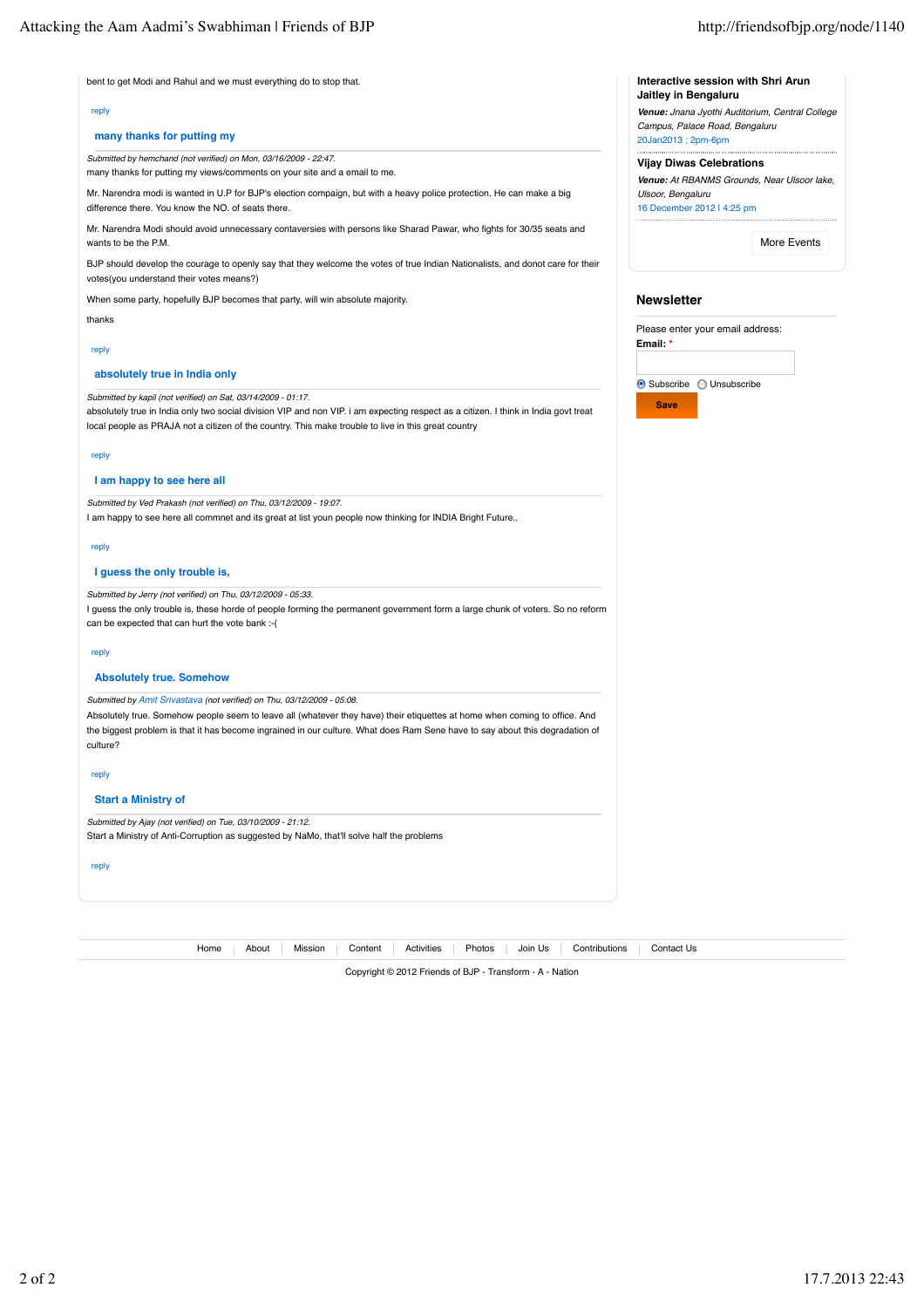bent to get Modi and Rahul and we must everything do to stop that.

reply

### many thanks for putting my

*Submitted by hemchand (not verified) on Mon, 03/16/2009 - 22:47.*

many thanks for putting my views/comments on your site and a email to me.

Mr. Narendra modi is wanted in U.P for BJP's election compaign, but with a heavy police protection. He can make a big difference there. You know the NO. of seats there.

Mr. Narendra Modi should avoid unnecessary contaversies with persons like Sharad Pawar, who fights for 30/35 seats and wants to be the P.M.

BJP should develop the courage to openly say that they welcome the votes of true Indian Nationalists, and donot care for their votes(you understand their votes means?)

When some party, hopefully BJP becomes that party, will win absolute majority.

thanks

reply

### absolutely true in India only

*Submitted by kapil (not verified) on Sat, 03/14/2009 - 01:17.*

absolutely true in India only two social division VIP and non VIP. i am expecting respect as a citizen. I think in India govt treat local people as PRAJA not a citizen of the country. This make trouble to live in this great country

reply

### I am happy to see here all

*Submitted by Ved Prakash (not verified) on Thu, 03/12/2009 - 19:07.*

I am happy to see here all commnet and its great at list youn people now thinking for INDIA Bright Future..

reply

### I guess the only trouble is,

*Submitted by Jerry (not verified) on Thu, 03/12/2009 - 05:33.*

I guess the only trouble is, these horde of people forming the permanent government form a large chunk of voters. So no reform can be expected that can hurt the vote bank :-(

reply

### Absolutely true. Somehow

*Submitted by Amit Srivastava (not verified) on Thu, 03/12/2009 - 05:08.*

Absolutely true. Somehow people seem to leave all (whatever they have) their etiquettes at home when coming to office. And the biggest problem is that it has become ingrained in our culture. What does Ram Sene have to say about this degradation of culture?

reply

### Start a Ministry of

*Submitted by Ajay (not verified) on Tue, 03/10/2009 - 21:12.*

Start a Ministry of Anti-Corruption as suggested by NaMo, that'll solve half the problems

reply

**Interactive session with Shri Arun Jaitley in Bengaluru**

***Venue:*** *Jnana Jyothi Auditorium, Central College Campus, Palace Road, Bengaluru*

20Jan2013 ; 2pm-6pm

**Vijay Diwas Celebrations**

***Venue:*** *At RBANMS Grounds, Near Ulsoor lake, Ulsoor, Bengaluru*

16 December 2012 | 4:25 pm

More Events

## Newsletter

Please enter your email address:

**Email:** *

Subscribe Unsubscribe

Save

Home | About | Mission | Content | Activities | Photos | Join Us | Contributions | Contact Us

Copyright © 2012 Friends of BJP - Transform - A - Nation